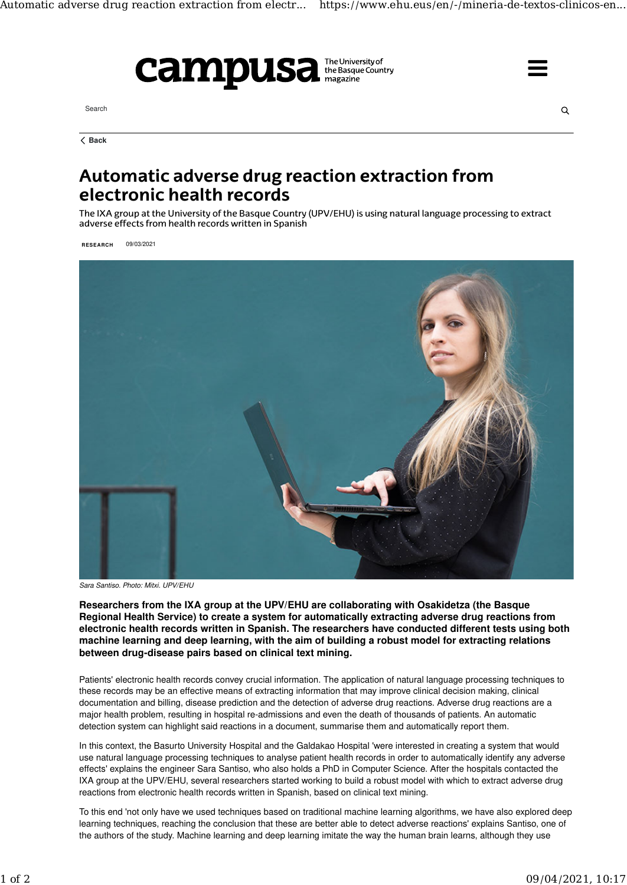# Automatic adverse drug reaction extraction from electronic health records

The IXA group at the University of the Basque Country (UPV/EHU) is using natural language processing to extract adverse effects from health records written in Spanish

RESEARCH 09/03/2021

*Sara Santiso. Photo: Mitxi. UPV/EHU*

**Researchers from the IXA group at the UPV/EHU are collaborating with Osakidetza (the Basque Regional Health Service) to create a system for automatically extracting adverse drug reactions from electronic health records written in Spanish. The researchers have conducted different tests using both machine learning and deep learning, with the aim of building a robust model for extracting relations between drug-disease pairs based on clinical text mining.**

Patients' electronic health records convey crucial information. The application of natural language processing techniques to these records may be an effective means of extracting information that may improve clinical decision making, clinical documentation and billing, disease prediction and the detection of adverse drug reactions. Adverse drug reactions are a major health problem, resulting in hospital re-admissions and even the death of thousands of patients. An automatic detection system can highlight said reactions in a document, summarise them and automatically report them.

In this context, the Basurto University Hospital and the Galdakao Hospital 'were interested in creating a system that would use natural language processing techniques to analyse patient health records in order to automatically identify any adverse effects' explains the engineer Sara Santiso, who also holds a PhD in Computer Science. After the hospitals contacted the IXA group at the UPV/EHU, several researchers started working to build a robust model with which to extract adverse drug reactions from electronic health records written in Spanish, based on clinical text mining.

To this end 'not only have we used techniques based on traditional machine learning algorithms, we have also explored deep learning techniques, reaching the conclusion that these are better able to detect adverse reactions' explains Santiso, one of the authors of the study. Machine learning and deep learning imitate the way the human brain learns, although they use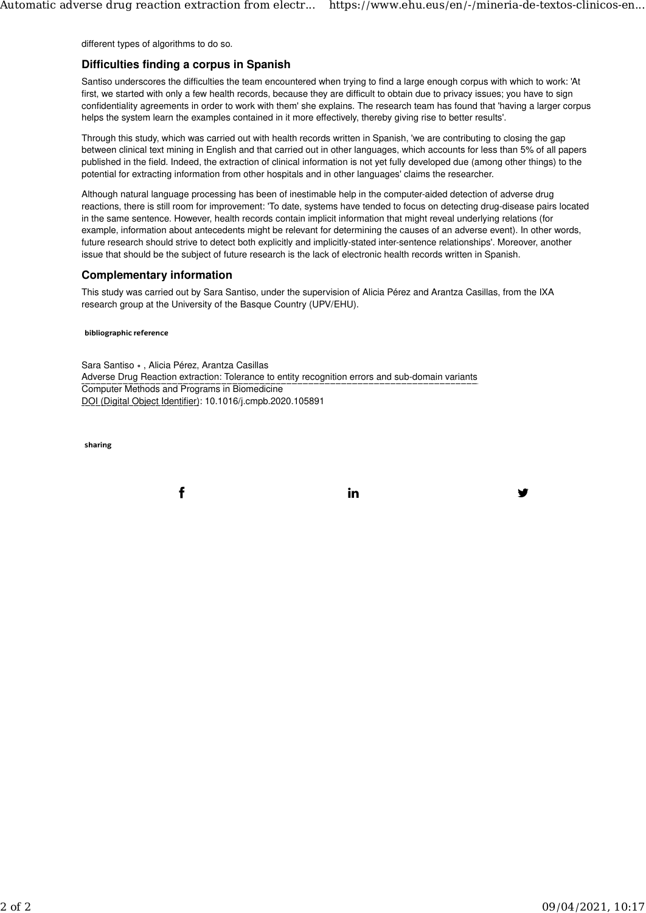different types of algorithms to do so.

## Difficulties finding a corpus in Spanish

Santiso underscores the difficulties the team encountered when trying to find a large enough corpus with which to work: 'At first, we started with only a few health records, because they are difficult to obtain due to privacy issues; you have to sign confidentiality agreements in order to work with them' she explains. The research team has found that 'having a larger corpus helps the system learn the examples contained in it more effectively, thereby giving rise to better results'.

Through this study, which was carried out with health records written in Spanish, 'we are contributing to closing the gap between clinical text mining in English and that carried out in other languages, which accounts for less than 5% of all papers published in the field. Indeed, the extraction of clinical information is not yet fully developed due (among other things) to the potential for extracting information from other hospitals and in other languages' claims the researcher.

Although natural language processing has been of inestimable help in the computer-aided detection of adverse drug reactions, there is still room for improvement: 'To date, systems have tended to focus on detecting drug-disease pairs located in the same sentence. However, health records contain implicit information that might reveal underlying relations (for example, information about antecedents might be relevant for determining the causes of an adverse event). In other words, future research should strive to detect both explicitly and implicitly-stated inter-sentence relationships'. Moreover, another issue that should be the subject of future research is the lack of electronic health records written in Spanish.

## Complementary information

This study was carried out by Sara Santiso, under the supervision of Alicia Pérez and Arantza Casillas, from the IXA research group at the University of the Basque Country (UPV/EHU).

**bibliographic reference**

Sara Santiso *, Alicia Pérez, Arantza Casillas
Adverse Drug Reaction extraction: Tolerance to entity recognition errors and sub-domain variants
Computer Methods and Programs in Biomedicine
DOI (Digital Object Identifier): 10.1016/j.cmpb.2020.105891

**sharing**